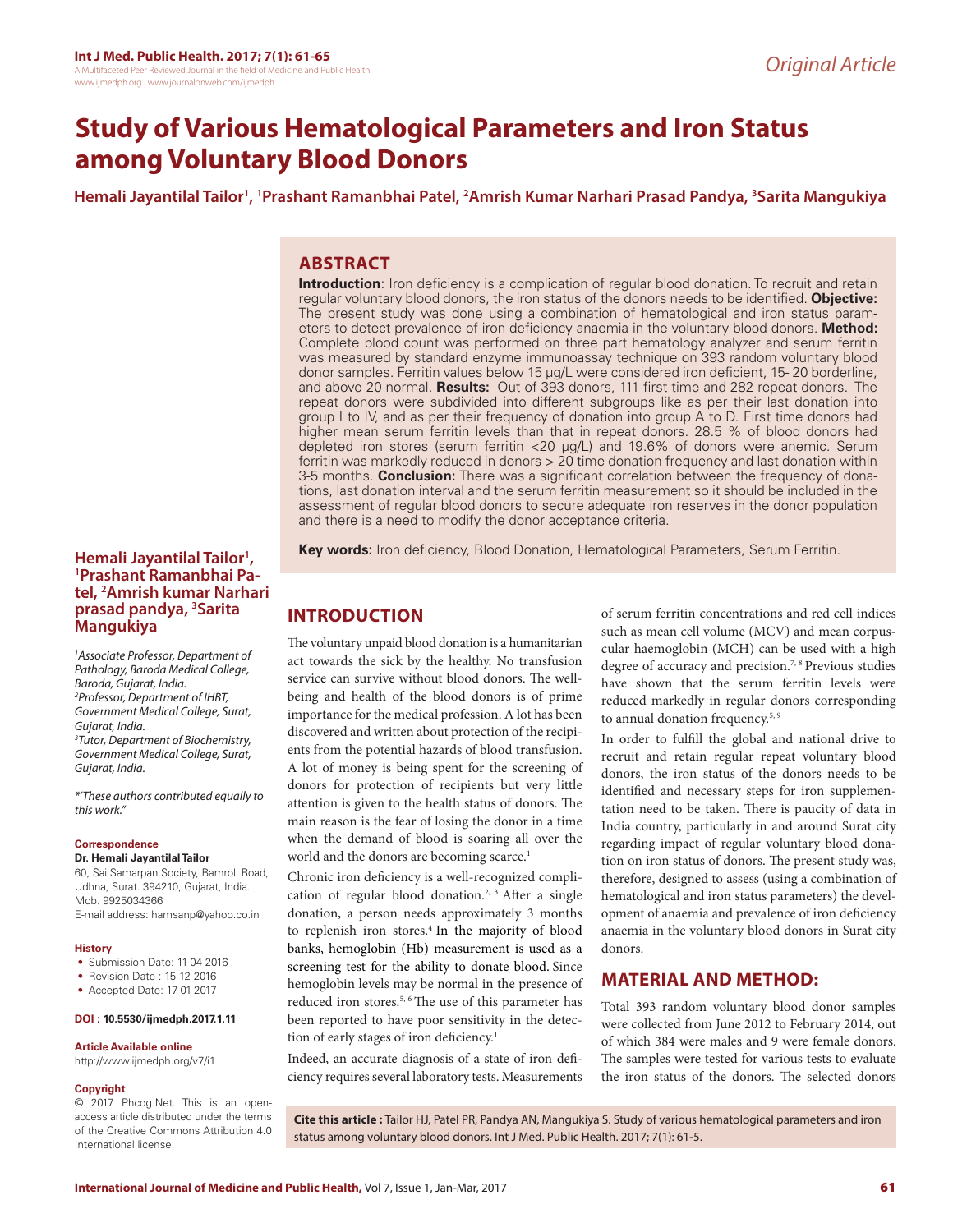# Study of Various Hematological Parameters and Iron Status among Voluntary Blood Donors

**Hemali Jayantilal Tailor[1], [1]Prashant Ramanbhai Patel, [2]Amrish Kumar Narhari Prasad Pandya, [3]Sarita Mangukiya**

*Original Article*

## ABSTRACT

**Introduction**: Iron deficiency is a complication of regular blood donation. To recruit and retain regular voluntary blood donors, the iron status of the donors needs to be identified. **Objective:** The present study was done using a combination of hematological and iron status parameters to detect prevalence of iron deficiency anaemia in the voluntary blood donors. **Method:** Complete blood count was performed on three part hematology analyzer and serum ferritin was measured by standard enzyme immunoassay technique on 393 random voluntary blood donor samples. Ferritin values below 15 µg/L were considered iron deficient, 15- 20 borderline, and above 20 normal. **Results:** Out of 393 donors, 111 first time and 282 repeat donors. The repeat donors were subdivided into different subgroups like as per their last donation into group I to IV, and as per their frequency of donation into group A to D. First time donors had higher mean serum ferritin levels than that in repeat donors. 28.5 % of blood donors had depleted iron stores (serum ferritin <20 µg/L) and 19.6% of donors were anemic. Serum ferritin was markedly reduced in donors > 20 time donation frequency and last donation within 3-5 months. **Conclusion:** There was a significant correlation between the frequency of donations, last donation interval and the serum ferritin measurement so it should be included in the assessment of regular blood donors to secure adequate iron reserves in the donor population and there is a need to modify the donor acceptance criteria.

**Key words:** Iron deficiency, Blood Donation, Hematological Parameters, Serum Ferritin.

**Hemali Jayantilal Tailor[1], [1]Prashant Ramanbhai Patel, [2]Amrish kumar Narhari prasad pandya, [3]Sarita Mangukiya**

*[1]Associate Professor, Department of Pathology, Baroda Medical College, Baroda, Gujarat, India.*
*[2]Professor, Department of IHBT, Government Medical College, Surat, Gujarat, India.*
*[3]Tutor, Department of Biochemistry, Government Medical College, Surat, Gujarat, India.*

*\*'These authors contributed equally to this work."*

**Correspondence**

**Dr. Hemali Jayantilal Tailor**
60, Sai Samarpan Society, Bamroli Road, Udhna, Surat. 394210, Gujarat, India.
Mob. 9925034366
E-mail address: hamsanp@yahoo.co.in

**History**

- Submission Date: 11-04-2016
- Revision Date : 15-12-2016
- Accepted Date: 17-01-2017

**DOI : 10.5530/ijmedph.2017.1.11**

**Article Available online**
http://www.ijmedph.org/v7/i1

**Copyright**
© 2017 Phcog.Net. This is an open-access article distributed under the terms of the Creative Commons Attribution 4.0 International license.

## INTRODUCTION

The voluntary unpaid blood donation is a humanitarian act towards the sick by the healthy. No transfusion service can survive without blood donors. The well-being and health of the blood donors is of prime importance for the medical profession. A lot has been discovered and written about protection of the recipients from the potential hazards of blood transfusion. A lot of money is being spent for the screening of donors for protection of recipients but very little attention is given to the health status of donors. The main reason is the fear of losing the donor in a time when the demand of blood is soaring all over the world and the donors are becoming scarce.[1]

Chronic iron deficiency is a well-recognized complication of regular blood donation.[2, 3] After a single donation, a person needs approximately 3 months to replenish iron stores.[4] In the majority of blood banks, hemoglobin (Hb) measurement is used as a screening test for the ability to donate blood. Since hemoglobin levels may be normal in the presence of reduced iron stores.[5, 6] The use of this parameter has been reported to have poor sensitivity in the detection of early stages of iron deficiency.[1]

Indeed, an accurate diagnosis of a state of iron deficiency requires several laboratory tests. Measurements of serum ferritin concentrations and red cell indices such as mean cell volume (MCV) and mean corpuscular haemoglobin (MCH) can be used with a high degree of accuracy and precision.[7, 8] Previous studies have shown that the serum ferritin levels were reduced markedly in regular donors corresponding to annual donation frequency.[5, 9]

In order to fulfill the global and national drive to recruit and retain regular repeat voluntary blood donors, the iron status of the donors needs to be identified and necessary steps for iron supplementation need to be taken. There is paucity of data in India country, particularly in and around Surat city regarding impact of regular voluntary blood donation on iron status of donors. The present study was, therefore, designed to assess (using a combination of hematological and iron status parameters) the development of anaemia and prevalence of iron deficiency anaemia in the voluntary blood donors in Surat city donors.

## MATERIAL AND METHOD:

Total 393 random voluntary blood donor samples were collected from June 2012 to February 2014, out of which 384 were males and 9 were female donors. The samples were tested for various tests to evaluate the iron status of the donors. The selected donors

**Cite this article :** Tailor HJ, Patel PR, Pandya AN, Mangukiya S. Study of various hematological parameters and iron status among voluntary blood donors. Int J Med. Public Health. 2017; 7(1): 61-5.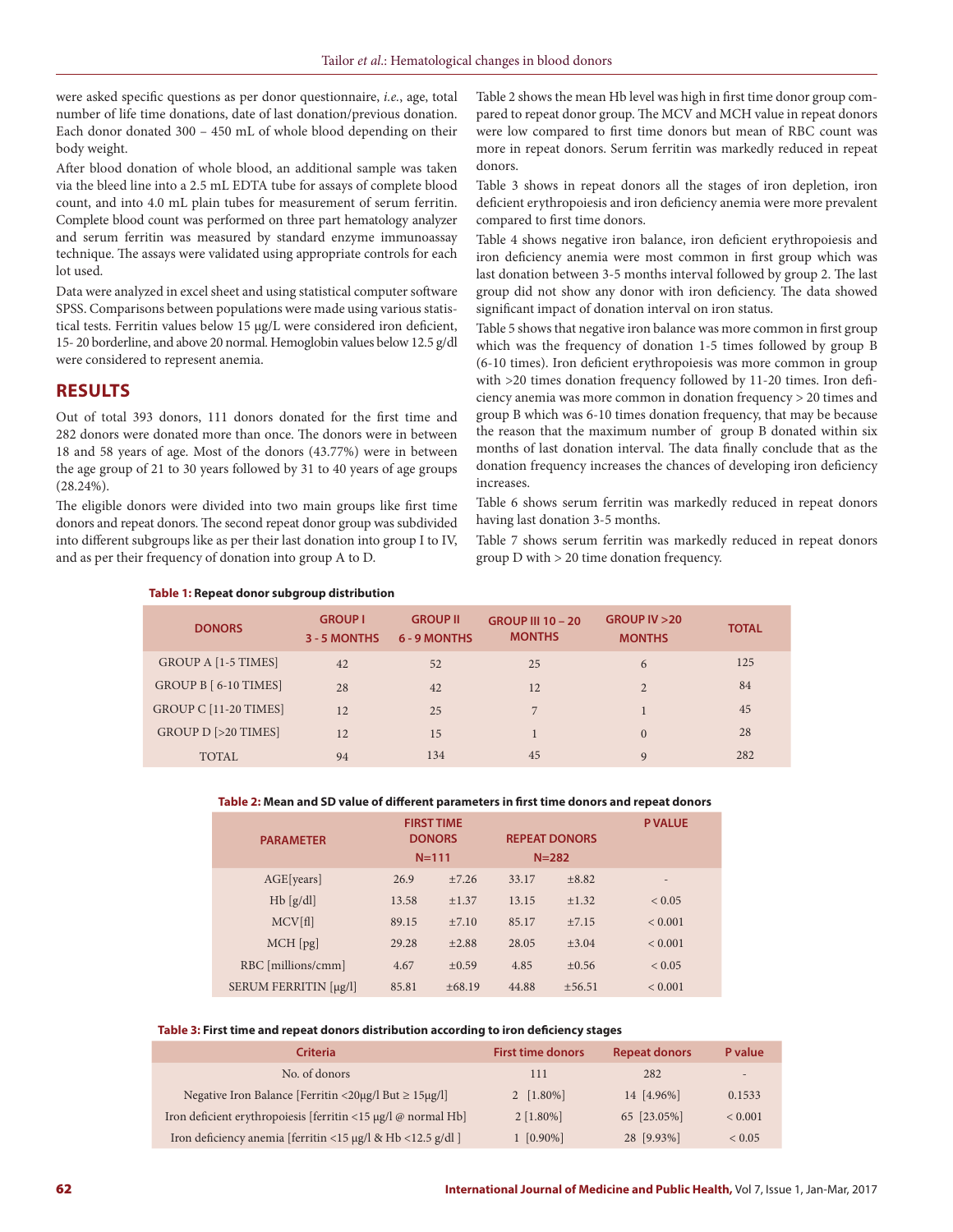were asked specific questions as per donor questionnaire, *i.e.*, age, total number of life time donations, date of last donation/previous donation. Each donor donated 300 – 450 mL of whole blood depending on their body weight.

After blood donation of whole blood, an additional sample was taken via the bleed line into a 2.5 mL EDTA tube for assays of complete blood count, and into 4.0 mL plain tubes for measurement of serum ferritin. Complete blood count was performed on three part hematology analyzer and serum ferritin was measured by standard enzyme immunoassay technique. The assays were validated using appropriate controls for each lot used.

Data were analyzed in excel sheet and using statistical computer software SPSS. Comparisons between populations were made using various statistical tests. Ferritin values below 15 μg/L were considered iron deficient, 15- 20 borderline, and above 20 normal. Hemoglobin values below 12.5 g/dl were considered to represent anemia.

## RESULTS

Out of total 393 donors, 111 donors donated for the first time and 282 donors were donated more than once. The donors were in between 18 and 58 years of age. Most of the donors (43.77%) were in between the age group of 21 to 30 years followed by 31 to 40 years of age groups (28.24%).

The eligible donors were divided into two main groups like first time donors and repeat donors. The second repeat donor group was subdivided into different subgroups like as per their last donation into group I to IV, and as per their frequency of donation into group A to D.

Table 2 shows the mean Hb level was high in first time donor group compared to repeat donor group. The MCV and MCH value in repeat donors were low compared to first time donors but mean of RBC count was more in repeat donors. Serum ferritin was markedly reduced in repeat donors.

Table 3 shows in repeat donors all the stages of iron depletion, iron deficient erythropoiesis and iron deficiency anemia were more prevalent compared to first time donors.

Table 4 shows negative iron balance, iron deficient erythropoiesis and iron deficiency anemia were most common in first group which was last donation between 3-5 months interval followed by group 2. The last group did not show any donor with iron deficiency. The data showed significant impact of donation interval on iron status.

Table 5 shows that negative iron balance was more common in first group which was the frequency of donation 1-5 times followed by group B (6-10 times). Iron deficient erythropoiesis was more common in group with >20 times donation frequency followed by 11-20 times. Iron deficiency anemia was more common in donation frequency > 20 times and group B which was 6-10 times donation frequency, that may be because the reason that the maximum number of group B donated within six months of last donation interval. The data finally conclude that as the donation frequency increases the chances of developing iron deficiency increases.

Table 6 shows serum ferritin was markedly reduced in repeat donors having last donation 3-5 months.

Table 7 shows serum ferritin was markedly reduced in repeat donors group D with > 20 time donation frequency.

**Table 1: Repeat donor subgroup distribution**

| DONORS | GROUP I 3 - 5 MONTHS | GROUP II 6 - 9 MONTHS | GROUP III 10 – 20 MONTHS | GROUP IV >20 MONTHS | TOTAL |
|---|---|---|---|---|---|
| GROUP A [1-5 TIMES] | 42 | 52 | 25 | 6 | 125 |
| GROUP B [ 6-10 TIMES] | 28 | 42 | 12 | 2 | 84 |
| GROUP C [11-20 TIMES] | 12 | 25 | 7 | 1 | 45 |
| GROUP D [>20 TIMES] | 12 | 15 | 1 | 0 | 28 |
| TOTAL | 94 | 134 | 45 | 9 | 282 |

**Table 2: Mean and SD value of different parameters in first time donors and repeat donors**

| PARAMETER | FIRST TIME DONORS N=111 | | REPEAT DONORS N=282 | | P VALUE |
|---|---|---|---|---|---|
| AGE[years] | 26.9 | ±7.26 | 33.17 | ±8.82 | - |
| Hb [g/dl] | 13.58 | ±1.37 | 13.15 | ±1.32 | < 0.05 |
| MCV[fl] | 89.15 | ±7.10 | 85.17 | ±7.15 | < 0.001 |
| MCH [pg] | 29.28 | ±2.88 | 28.05 | ±3.04 | < 0.001 |
| RBC [millions/cmm] | 4.67 | ±0.59 | 4.85 | ±0.56 | < 0.05 |
| SERUM FERRITIN [μg/l] | 85.81 | ±68.19 | 44.88 | ±56.51 | < 0.001 |

**Table 3: First time and repeat donors distribution according to iron deficiency stages**

| Criteria | First time donors | Repeat donors | P value |
|---|---|---|---|
| No. of donors | 111 | 282 | - |
| Negative Iron Balance [Ferritin <20μg/l But ≥ 15μg/l] | 2 [1.80%] | 14 [4.96%] | 0.1533 |
| Iron deficient erythropoiesis [ferritin <15 μg/l @ normal Hb] | 2 [1.80%] | 65 [23.05%] | < 0.001 |
| Iron deficiency anemia [ferritin <15 μg/l & Hb <12.5 g/dl ] | 1 [0.90%] | 28 [9.93%] | < 0.05 |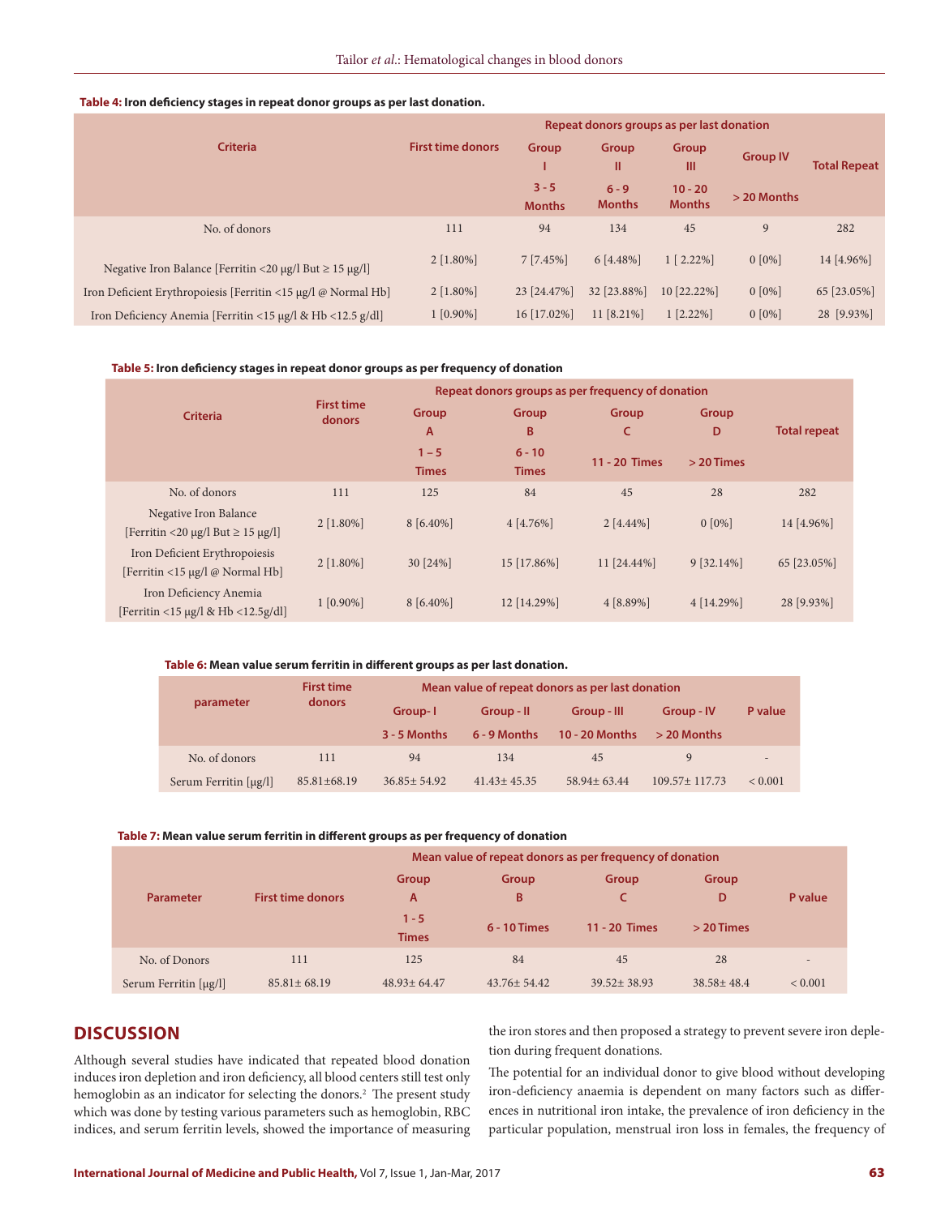**Table 4: Iron deficiency stages in repeat donor groups as per last donation.**

| Criteria | First time donors | Repeat donors groups as per last donation | | | | |
|---|---|---|---|---|---|---|
| | | Group I 3 - 5 Months | Group II 6 - 9 Months | Group III 10 - 20 Months | Group IV > 20 Months | Total Repeat |
| No. of donors | 111 | 94 | 134 | 45 | 9 | 282 |
| Negative Iron Balance [Ferritin <20 μg/l But ≥ 15 μg/l] | 2 [1.80%] | 7 [7.45%] | 6 [4.48%] | 1 [ 2.22%] | 0 [0%] | 14 [4.96%] |
| Iron Deficient Erythropoiesis [Ferritin <15 μg/l @ Normal Hb] | 2 [1.80%] | 23 [24.47%] | 32 [23.88%] | 10 [22.22%] | 0 [0%] | 65 [23.05%] |
| Iron Deficiency Anemia [Ferritin <15 μg/l & Hb <12.5 g/dl] | 1 [0.90%] | 16 [17.02%] | 11 [8.21%] | 1 [2.22%] | 0 [0%] | 28 [9.93%] |

**Table 5: Iron deficiency stages in repeat donor groups as per frequency of donation**

| Criteria | First time donors | Repeat donors groups as per frequency of donation | | | | |
|---|---|---|---|---|---|---|
| | | Group A 1 – 5 Times | Group B 6 - 10 Times | Group C 11 - 20 Times | Group D > 20 Times | Total repeat |
| No. of donors | 111 | 125 | 84 | 45 | 28 | 282 |
| Negative Iron Balance [Ferritin <20 μg/l But ≥ 15 μg/l] | 2 [1.80%] | 8 [6.40%] | 4 [4.76%] | 2 [4.44%] | 0 [0%] | 14 [4.96%] |
| Iron Deficient Erythropoiesis [Ferritin <15 μg/l @ Normal Hb] | 2 [1.80%] | 30 [24%] | 15 [17.86%] | 11 [24.44%] | 9 [32.14%] | 65 [23.05%] |
| Iron Deficiency Anemia [Ferritin <15 μg/l & Hb <12.5g/dl] | 1 [0.90%] | 8 [6.40%] | 12 [14.29%] | 4 [8.89%] | 4 [14.29%] | 28 [9.93%] |

**Table 6: Mean value serum ferritin in different groups as per last donation.**

| parameter | First time donors | Mean value of repeat donors as per last donation | | | | |
|---|---|---|---|---|---|---|
| | | Group- I 3 - 5 Months | Group - II 6 - 9 Months | Group - III 10 - 20 Months | Group - IV > 20 Months | P value |
| No. of donors | 111 | 94 | 134 | 45 | 9 | - |
| Serum Ferritin [μg/l] | 85.81±68.19 | 36.85± 54.92 | 41.43± 45.35 | 58.94± 63.44 | 109.57± 117.73 | < 0.001 |

**Table 7: Mean value serum ferritin in different groups as per frequency of donation**

| Parameter | First time donors | Mean value of repeat donors as per frequency of donation | | | | |
|---|---|---|---|---|---|---|
| | | Group A 1 - 5 Times | Group B 6 - 10 Times | Group C 11 - 20 Times | Group D > 20 Times | P value |
| No. of Donors | 111 | 125 | 84 | 45 | 28 | - |
| Serum Ferritin [μg/l] | 85.81± 68.19 | 48.93± 64.47 | 43.76± 54.42 | 39.52± 38.93 | 38.58± 48.4 | < 0.001 |

## DISCUSSION

Although several studies have indicated that repeated blood donation induces iron depletion and iron deficiency, all blood centers still test only hemoglobin as an indicator for selecting the donors.[2] The present study which was done by testing various parameters such as hemoglobin, RBC indices, and serum ferritin levels, showed the importance of measuring the iron stores and then proposed a strategy to prevent severe iron depletion during frequent donations.

The potential for an individual donor to give blood without developing iron-deficiency anaemia is dependent on many factors such as differences in nutritional iron intake, the prevalence of iron deficiency in the particular population, menstrual iron loss in females, the frequency of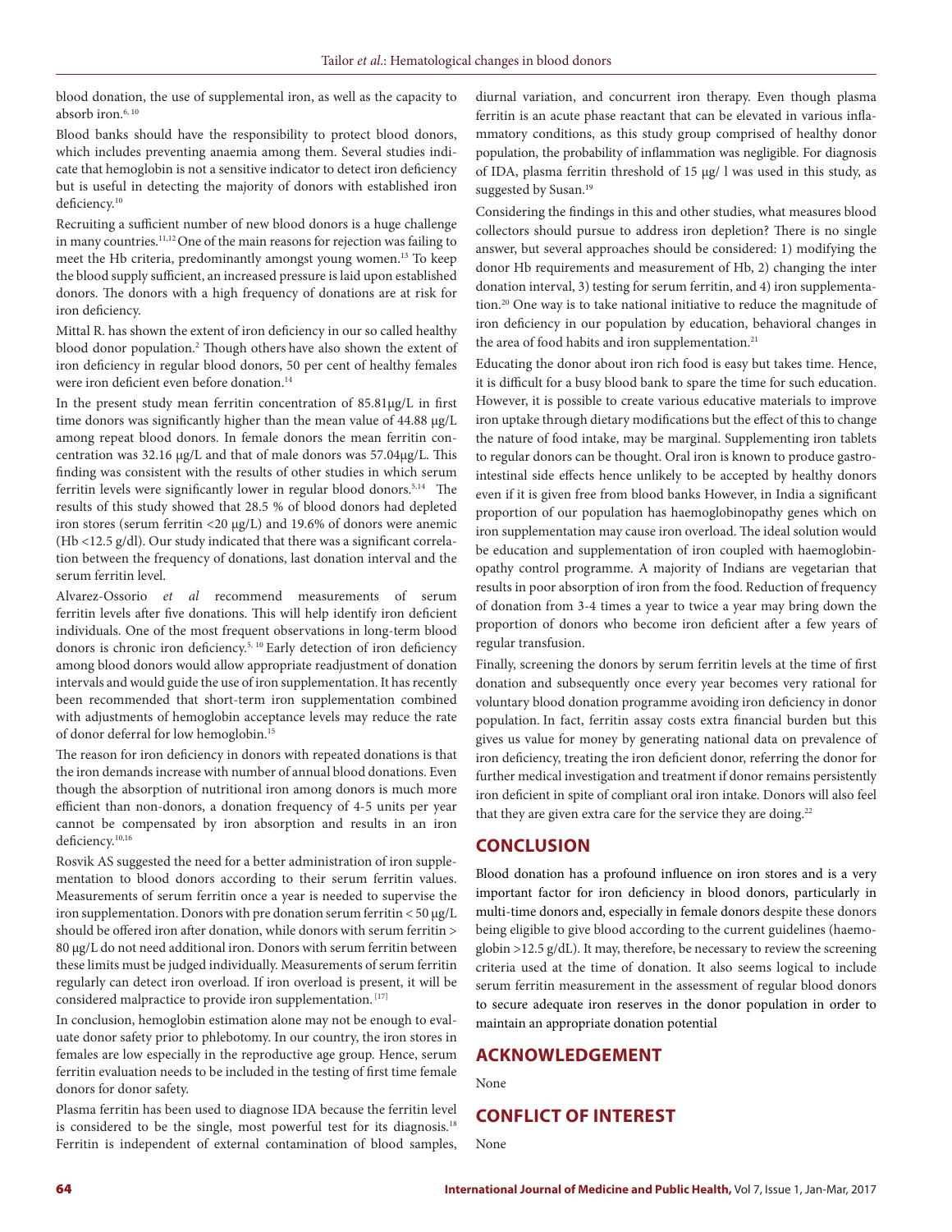blood donation, the use of supplemental iron, as well as the capacity to absorb iron.[6, 10]

Blood banks should have the responsibility to protect blood donors, which includes preventing anaemia among them. Several studies indicate that hemoglobin is not a sensitive indicator to detect iron deficiency but is useful in detecting the majority of donors with established iron deficiency.[10]

Recruiting a sufficient number of new blood donors is a huge challenge in many countries.[11,12] One of the main reasons for rejection was failing to meet the Hb criteria, predominantly amongst young women.[13] To keep the blood supply sufficient, an increased pressure is laid upon established donors. The donors with a high frequency of donations are at risk for iron deficiency.

Mittal R. has shown the extent of iron deficiency in our so called healthy blood donor population.[2] Though others have also shown the extent of iron deficiency in regular blood donors, 50 per cent of healthy females were iron deficient even before donation.[14]

In the present study mean ferritin concentration of 85.81µg/L in first time donors was significantly higher than the mean value of 44.88 µg/L among repeat blood donors. In female donors the mean ferritin concentration was 32.16 µg/L and that of male donors was 57.04µg/L. This finding was consistent with the results of other studies in which serum ferritin levels were significantly lower in regular blood donors.[5,14] The results of this study showed that 28.5 % of blood donors had depleted iron stores (serum ferritin <20 µg/L) and 19.6% of donors were anemic (Hb <12.5 g/dl). Our study indicated that there was a significant correlation between the frequency of donations, last donation interval and the serum ferritin level.

Alvarez-Ossorio *et al* recommend measurements of serum ferritin levels after five donations. This will help identify iron deficient individuals. One of the most frequent observations in long-term blood donors is chronic iron deficiency.[5, 10] Early detection of iron deficiency among blood donors would allow appropriate readjustment of donation intervals and would guide the use of iron supplementation. It has recently been recommended that short-term iron supplementation combined with adjustments of hemoglobin acceptance levels may reduce the rate of donor deferral for low hemoglobin.[15]

The reason for iron deficiency in donors with repeated donations is that the iron demands increase with number of annual blood donations. Even though the absorption of nutritional iron among donors is much more efficient than non-donors, a donation frequency of 4-5 units per year cannot be compensated by iron absorption and results in an iron deficiency.[10,16]

Rosvik AS suggested the need for a better administration of iron supplementation to blood donors according to their serum ferritin values. Measurements of serum ferritin once a year is needed to supervise the iron supplementation. Donors with pre donation serum ferritin < 50 µg/L should be offered iron after donation, while donors with serum ferritin > 80 µg/L do not need additional iron. Donors with serum ferritin between these limits must be judged individually. Measurements of serum ferritin regularly can detect iron overload. If iron overload is present, it will be considered malpractice to provide iron supplementation.[17]

In conclusion, hemoglobin estimation alone may not be enough to evaluate donor safety prior to phlebotomy. In our country, the iron stores in females are low especially in the reproductive age group. Hence, serum ferritin evaluation needs to be included in the testing of first time female donors for donor safety.

Plasma ferritin has been used to diagnose IDA because the ferritin level is considered to be the single, most powerful test for its diagnosis.[18] Ferritin is independent of external contamination of blood samples, diurnal variation, and concurrent iron therapy. Even though plasma ferritin is an acute phase reactant that can be elevated in various inflammatory conditions, as this study group comprised of healthy donor population, the probability of inflammation was negligible. For diagnosis of IDA, plasma ferritin threshold of 15 µg/ l was used in this study, as suggested by Susan.[19]

Considering the findings in this and other studies, what measures blood collectors should pursue to address iron depletion? There is no single answer, but several approaches should be considered: 1) modifying the donor Hb requirements and measurement of Hb, 2) changing the inter donation interval, 3) testing for serum ferritin, and 4) iron supplementation.[20] One way is to take national initiative to reduce the magnitude of iron deficiency in our population by education, behavioral changes in the area of food habits and iron supplementation.[21]

Educating the donor about iron rich food is easy but takes time. Hence, it is difficult for a busy blood bank to spare the time for such education. However, it is possible to create various educative materials to improve iron uptake through dietary modifications but the effect of this to change the nature of food intake, may be marginal. Supplementing iron tablets to regular donors can be thought. Oral iron is known to produce gastrointestinal side effects hence unlikely to be accepted by healthy donors even if it is given free from blood banks However, in India a significant proportion of our population has haemoglobinopathy genes which on iron supplementation may cause iron overload. The ideal solution would be education and supplementation of iron coupled with haemoglobinopathy control programme. A majority of Indians are vegetarian that results in poor absorption of iron from the food. Reduction of frequency of donation from 3-4 times a year to twice a year may bring down the proportion of donors who become iron deficient after a few years of regular transfusion.

Finally, screening the donors by serum ferritin levels at the time of first donation and subsequently once every year becomes very rational for voluntary blood donation programme avoiding iron deficiency in donor population. In fact, ferritin assay costs extra financial burden but this gives us value for money by generating national data on prevalence of iron deficiency, treating the iron deficient donor, referring the donor for further medical investigation and treatment if donor remains persistently iron deficient in spite of compliant oral iron intake. Donors will also feel that they are given extra care for the service they are doing.[22]

## CONCLUSION

Blood donation has a profound influence on iron stores and is a very important factor for iron deficiency in blood donors, particularly in multi-time donors and, especially in female donors despite these donors being eligible to give blood according to the current guidelines (haemoglobin >12.5 g/dL). It may, therefore, be necessary to review the screening criteria used at the time of donation. It also seems logical to include serum ferritin measurement in the assessment of regular blood donors to secure adequate iron reserves in the donor population in order to maintain an appropriate donation potential

## ACKNOWLEDGEMENT

None

## CONFLICT OF INTEREST

None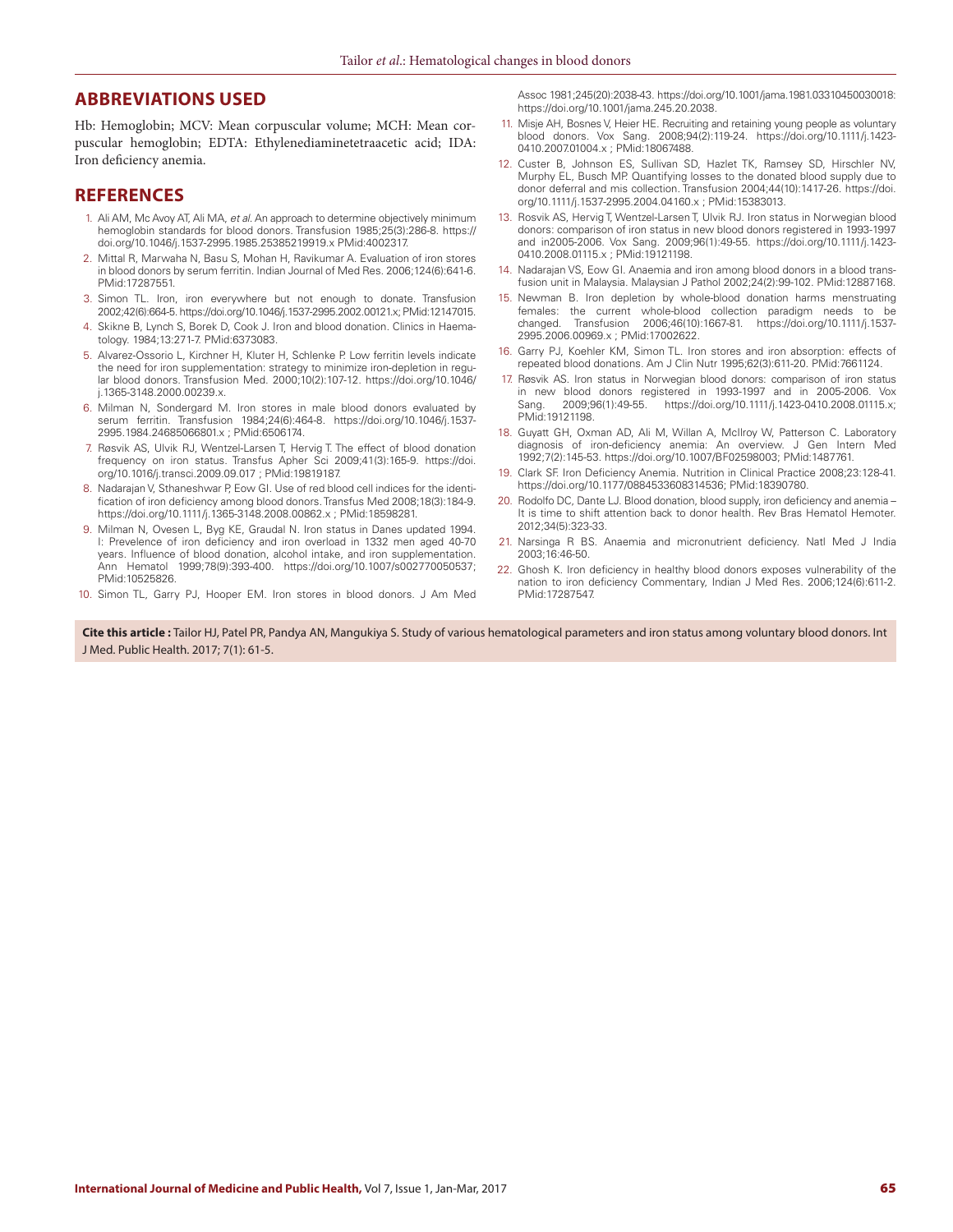## ABBREVIATIONS USED

Hb: Hemoglobin; MCV: Mean corpuscular volume; MCH: Mean corpuscular hemoglobin; EDTA: Ethylenediaminetetraacetic acid; IDA: Iron deficiency anemia.

## REFERENCES

1. Ali AM, Mc Avoy AT, Ali MA, *et al*. An approach to determine objectively minimum hemoglobin standards for blood donors. Transfusion 1985;25(3):286-8. https://doi.org/10.1046/j.1537-2995.1985.25385219919.x PMid:4002317.
2. Mittal R, Marwaha N, Basu S, Mohan H, Ravikumar A. Evaluation of iron stores in blood donors by serum ferritin. Indian Journal of Med Res. 2006;124(6):641-6. PMid:17287551.
3. Simon TL. Iron, iron everywhere but not enough to donate. Transfusion 2002;42(6):664-5. https://doi.org/10.1046/j.1537-2995.2002.00121.x; PMid:12147015.
4. Skikne B, Lynch S, Borek D, Cook J. Iron and blood donation. Clinics in Haematology. 1984;13:271-7. PMid:6373083.
5. Alvarez-Ossorio L, Kirchner H, Kluter H, Schlenke P. Low ferritin levels indicate the need for iron supplementation: strategy to minimize iron-depletion in regular blood donors. Transfusion Med. 2000;10(2):107-12. https://doi.org/10.1046/j.1365-3148.2000.00239.x.
6. Milman N, Sondergard M. Iron stores in male blood donors evaluated by serum ferritin. Transfusion 1984;24(6):464-8. https://doi.org/10.1046/j.1537-2995.1984.24685066801.x ; PMid:6506174.
7. Røsvik AS, Ulvik RJ, Wentzel-Larsen T, Hervig T. The effect of blood donation frequency on iron status. Transfus Apher Sci 2009;41(3):165-9. https://doi.org/10.1016/j.transci.2009.09.017 ; PMid:19819187.
8. Nadarajan V, Sthaneshwar P, Eow GI. Use of red blood cell indices for the identification of iron deficiency among blood donors. Transfus Med 2008;18(3):184-9. https://doi.org/10.1111/j.1365-3148.2008.00862.x ; PMid:18598281.
9. Milman N, Ovesen L, Byg KE, Graudal N. Iron status in Danes updated 1994. I: Prevelence of iron deficiency and iron overload in 1332 men aged 40-70 years. Influence of blood donation, alcohol intake, and iron supplementation. Ann Hematol 1999;78(9):393-400. https://doi.org/10.1007/s002770050537; PMid:10525826.
10. Simon TL, Garry PJ, Hooper EM. Iron stores in blood donors. J Am Med Assoc 1981;245(20):2038-43. https://doi.org/10.1001/jama.1981.03310450030018; https://doi.org/10.1001/jama.245.20.2038.
11. Misje AH, Bosnes V, Heier HE. Recruiting and retaining young people as voluntary blood donors. Vox Sang. 2008;94(2):119-24. https://doi.org/10.1111/j.1423-0410.2007.01004.x ; PMid:18067488.
12. Custer B, Johnson ES, Sullivan SD, Hazlet TK, Ramsey SD, Hirschler NV, Murphy EL, Busch MP. Quantifying losses to the donated blood supply due to donor deferral and mis collection. Transfusion 2004;44(10):1417-26. https://doi.org/10.1111/j.1537-2995.2004.04160.x ; PMid:15383013.
13. Rosvik AS, Hervig T, Wentzel-Larsen T, Ulvik RJ. Iron status in Norwegian blood donors: comparison of iron status in new blood donors registered in 1993-1997 and in2005-2006. Vox Sang. 2009;96(1):49-55. https://doi.org/10.1111/j.1423-0410.2008.01115.x ; PMid:19121198.
14. Nadarajan VS, Eow GI. Anaemia and iron among blood donors in a blood transfusion unit in Malaysia. Malaysian J Pathol 2002;24(2):99-102. PMid:12887168.
15. Newman B. Iron depletion by whole-blood donation harms menstruating females: the current whole-blood collection paradigm needs to be changed. Transfusion 2006;46(10):1667-81. https://doi.org/10.1111/j.1537-2995.2006.00969.x ; PMid:17002622.
16. Garry PJ, Koehler KM, Simon TL. Iron stores and iron absorption: effects of repeated blood donations. Am J Clin Nutr 1995;62(3):611-20. PMid:7661124.
17. Røsvik AS. Iron status in Norwegian blood donors: comparison of iron status in new blood donors registered in 1993-1997 and in 2005-2006. Vox Sang. 2009;96(1):49-55. https://doi.org/10.1111/j.1423-0410.2008.01115.x; PMid:19121198.
18. Guyatt GH, Oxman AD, Ali M, Willan A, McIlroy W, Patterson C. Laboratory diagnosis of iron-deficiency anemia: An overview. J Gen Intern Med 1992;7(2):145-53. https://doi.org/10.1007/BF02598003; PMid:1487761.
19. Clark SF. Iron Deficiency Anemia. Nutrition in Clinical Practice 2008;23:128-41. https://doi.org/10.1177/0884533608314536; PMid:18390780.
20. Rodolfo DC, Dante LJ. Blood donation, blood supply, iron deficiency and anemia – It is time to shift attention back to donor health. Rev Bras Hematol Hemoter. 2012;34(5):323-33.
21. Narsinga R BS. Anaemia and micronutrient deficiency. Natl Med J India 2003;16:46-50.
22. Ghosh K. Iron deficiency in healthy blood donors exposes vulnerability of the nation to iron deficiency Commentary, Indian J Med Res. 2006;124(6):611-2. PMid:17287547.

**Cite this article :** Tailor HJ, Patel PR, Pandya AN, Mangukiya S. Study of various hematological parameters and iron status among voluntary blood donors. Int J Med. Public Health. 2017; 7(1): 61-5.